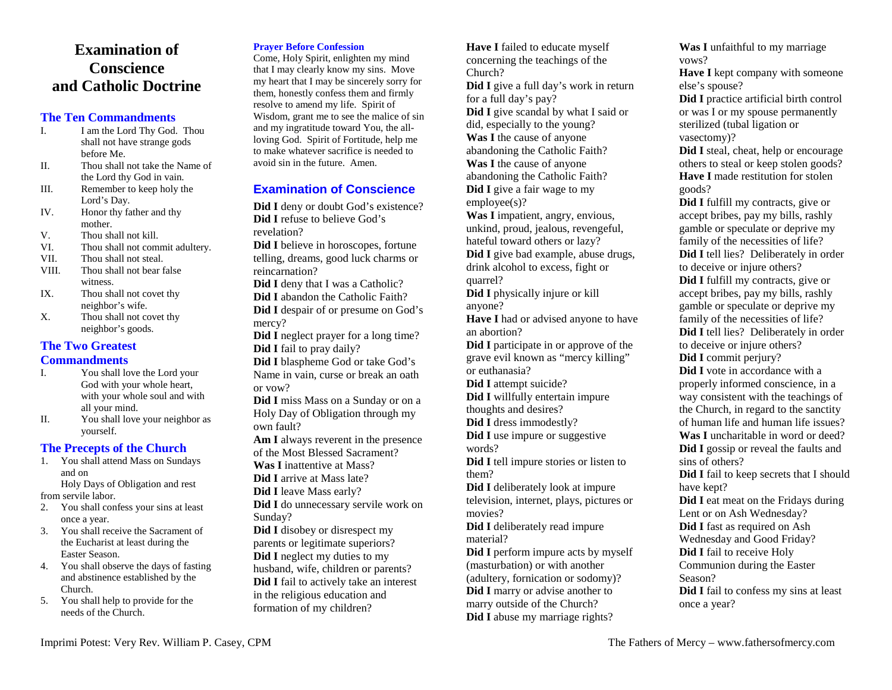# Examination of Conscience and Catholic Doctrine

## The Ten Commandments

I. I am the Lord Thy God. Thou shall not have strange gods before Me.
II. Thou shall not take the Name of the Lord thy God in vain.
III. Remember to keep holy the Lord's Day.
IV. Honor thy father and thy mother.
V. Thou shall not kill.
VI. Thou shall not commit adultery.
VII. Thou shall not steal.
VIII. Thou shall not bear false witness.
IX. Thou shall not covet thy neighbor's wife.
X. Thou shall not covet thy neighbor's goods.

## The Two Greatest Commandments

I. You shall love the Lord your God with your whole heart, with your whole soul and with all your mind.
II. You shall love your neighbor as yourself.

## The Precepts of the Church

1. You shall attend Mass on Sundays and on Holy Days of Obligation and rest from servile labor.
2. You shall confess your sins at least once a year.
3. You shall receive the Sacrament of the Eucharist at least during the Easter Season.
4. You shall observe the days of fasting and abstinence established by the Church.
5. You shall help to provide for the needs of the Church.

**Prayer Before Confession**

Come, Holy Spirit, enlighten my mind that I may clearly know my sins. Move my heart that I may be sincerely sorry for them, honestly confess them and firmly resolve to amend my life. Spirit of Wisdom, grant me to see the malice of sin and my ingratitude toward You, the all-loving God. Spirit of Fortitude, help me to make whatever sacrifice is needed to avoid sin in the future. Amen.

## Examination of Conscience

**Did I** deny or doubt God's existence?
**Did I** refuse to believe God's revelation?
**Did I** believe in horoscopes, fortune telling, dreams, good luck charms or reincarnation?
**Did I** deny that I was a Catholic?
**Did I** abandon the Catholic Faith?
**Did I** despair of or presume on God's mercy?
**Did I** neglect prayer for a long time?
**Did I** fail to pray daily?
**Did I** blaspheme God or take God's Name in vain, curse or break an oath or vow?
**Did I** miss Mass on a Sunday or on a Holy Day of Obligation through my own fault?
**Am I** always reverent in the presence of the Most Blessed Sacrament?
**Was I** inattentive at Mass?
**Did I** arrive at Mass late?
**Did I** leave Mass early?
**Did I** do unnecessary servile work on Sunday?
**Did I** disobey or disrespect my parents or legitimate superiors?
**Did I** neglect my duties to my husband, wife, children or parents?
**Did I** fail to actively take an interest in the religious education and formation of my children?
**Have I** failed to educate myself concerning the teachings of the Church?
**Did I** give a full day's work in return for a full day's pay?
**Did I** give scandal by what I said or did, especially to the young?
**Was I** the cause of anyone abandoning the Catholic Faith?
**Was I** the cause of anyone abandoning the Catholic Faith?
**Did I** give a fair wage to my employee(s)?
**Was I** impatient, angry, envious, unkind, proud, jealous, revengeful, hateful toward others or lazy?
**Did I** give bad example, abuse drugs, drink alcohol to excess, fight or quarrel?
**Did I** physically injure or kill anyone?
**Have I** had or advised anyone to have an abortion?
**Did I** participate in or approve of the grave evil known as "mercy killing" or euthanasia?
**Did I** attempt suicide?
**Did I** willfully entertain impure thoughts and desires?
**Did I** dress immodestly?
**Did I** use impure or suggestive words?
**Did I** tell impure stories or listen to them?
**Did I** deliberately look at impure television, internet, plays, pictures or movies?
**Did I** deliberately read impure material?
**Did I** perform impure acts by myself (masturbation) or with another (adultery, fornication or sodomy)?
**Did I** marry or advise another to marry outside of the Church?
**Did I** abuse my marriage rights?
**Was I** unfaithful to my marriage vows?
**Have I** kept company with someone else's spouse?
**Did I** practice artificial birth control or was I or my spouse permanently sterilized (tubal ligation or vasectomy)?
**Did I** steal, cheat, help or encourage others to steal or keep stolen goods?
**Have I** made restitution for stolen goods?
**Did I** fulfill my contracts, give or accept bribes, pay my bills, rashly gamble or speculate or deprive my family of the necessities of life?
**Did I** tell lies? Deliberately in order to deceive or injure others?
**Did I** fulfill my contracts, give or accept bribes, pay my bills, rashly gamble or speculate or deprive my family of the necessities of life?
**Did I** tell lies? Deliberately in order to deceive or injure others?
**Did I** commit perjury?
**Did I** vote in accordance with a properly informed conscience, in a way consistent with the teachings of the Church, in regard to the sanctity of human life and human life issues?
**Was I** uncharitable in word or deed?
**Did I** gossip or reveal the faults and sins of others?
**Did I** fail to keep secrets that I should have kept?
**Did I** eat meat on the Fridays during Lent or on Ash Wednesday?
**Did I** fast as required on Ash Wednesday and Good Friday?
**Did I** fail to receive Holy Communion during the Easter Season?
**Did I** fail to confess my sins at least once a year?

Imprimi Potest: Very Rev. William P. Casey, CPM

The Fathers of Mercy – www.fathersofmercy.com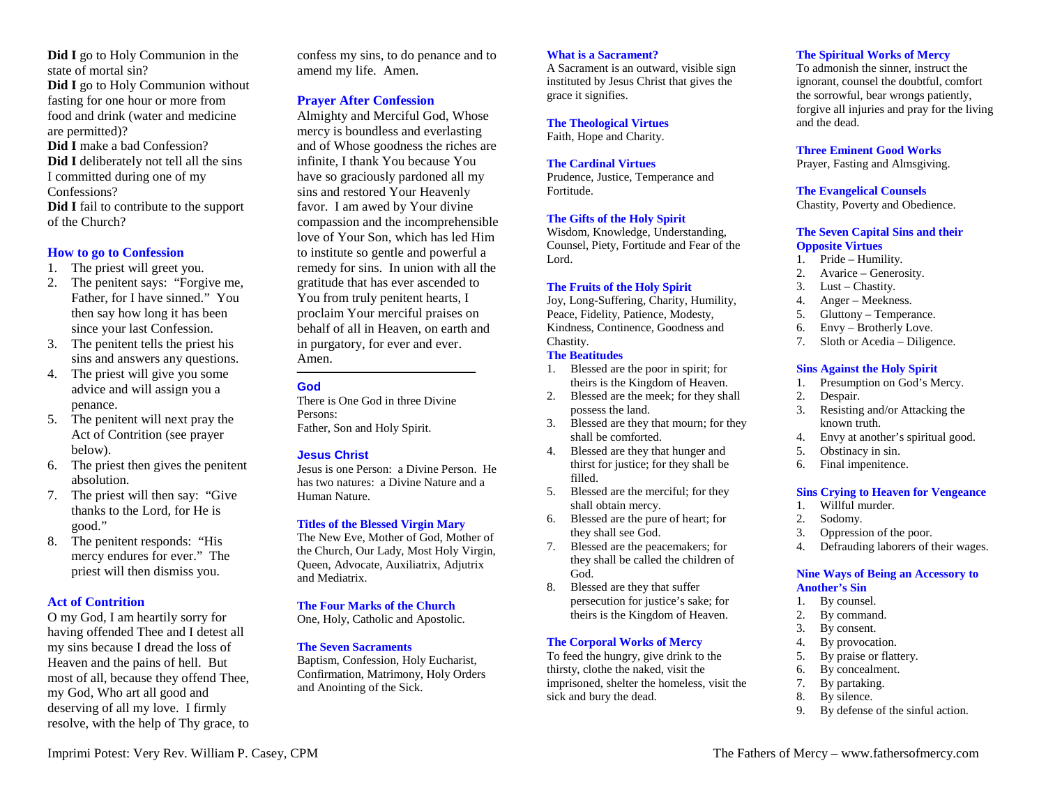**Did I** go to Holy Communion in the state of mortal sin?
**Did I** go to Holy Communion without fasting for one hour or more from food and drink (water and medicine are permitted)?
**Did I** make a bad Confession?
**Did I** deliberately not tell all the sins I committed during one of my Confessions?
**Did I** fail to contribute to the support of the Church?

## How to go to Confession

1. The priest will greet you.
2. The penitent says: "Forgive me, Father, for I have sinned." You then say how long it has been since your last Confession.
3. The penitent tells the priest his sins and answers any questions.
4. The priest will give you some advice and will assign you a penance.
5. The penitent will next pray the Act of Contrition (see prayer below).
6. The priest then gives the penitent absolution.
7. The priest will then say: "Give thanks to the Lord, for He is good."
8. The penitent responds: "His mercy endures for ever." The priest will then dismiss you.

## Act of Contrition

O my God, I am heartily sorry for having offended Thee and I detest all my sins because I dread the loss of Heaven and the pains of hell. But most of all, because they offend Thee, my God, Who art all good and deserving of all my love. I firmly resolve, with the help of Thy grace, to confess my sins, to do penance and to amend my life. Amen.

## Prayer After Confession

Almighty and Merciful God, Whose mercy is boundless and everlasting and of Whose goodness the riches are infinite, I thank You because You have so graciously pardoned all my sins and restored Your Heavenly favor. I am awed by Your divine compassion and the incomprehensible love of Your Son, which has led Him to institute so gentle and powerful a remedy for sins. In union with all the gratitude that has ever ascended to You from truly penitent hearts, I proclaim Your merciful praises on behalf of all in Heaven, on earth and in purgatory, for ever and ever. Amen.

---

## God

There is One God in three Divine Persons:
Father, Son and Holy Spirit.

## Jesus Christ

Jesus is one Person: a Divine Person. He has two natures: a Divine Nature and a Human Nature.

## Titles of the Blessed Virgin Mary

The New Eve, Mother of God, Mother of the Church, Our Lady, Most Holy Virgin, Queen, Advocate, Auxiliatrix, Adjutrix and Mediatrix.

## The Four Marks of the Church

One, Holy, Catholic and Apostolic.

## The Seven Sacraments

Baptism, Confession, Holy Eucharist, Confirmation, Matrimony, Holy Orders and Anointing of the Sick.

## What is a Sacrament?

A Sacrament is an outward, visible sign instituted by Jesus Christ that gives the grace it signifies.

## The Theological Virtues

Faith, Hope and Charity.

## The Cardinal Virtues

Prudence, Justice, Temperance and Fortitude.

## The Gifts of the Holy Spirit

Wisdom, Knowledge, Understanding, Counsel, Piety, Fortitude and Fear of the Lord.

## The Fruits of the Holy Spirit

Joy, Long-Suffering, Charity, Humility, Peace, Fidelity, Patience, Modesty, Kindness, Continence, Goodness and Chastity.

## The Beatitudes

1. Blessed are the poor in spirit; for theirs is the Kingdom of Heaven.
2. Blessed are the meek; for they shall possess the land.
3. Blessed are they that mourn; for they shall be comforted.
4. Blessed are they that hunger and thirst for justice; for they shall be filled.
5. Blessed are the merciful; for they shall obtain mercy.
6. Blessed are the pure of heart; for they shall see God.
7. Blessed are the peacemakers; for they shall be called the children of God.
8. Blessed are they that suffer persecution for justice's sake; for theirs is the Kingdom of Heaven.

## The Corporal Works of Mercy

To feed the hungry, give drink to the thirsty, clothe the naked, visit the imprisoned, shelter the homeless, visit the sick and bury the dead.

## The Spiritual Works of Mercy

To admonish the sinner, instruct the ignorant, counsel the doubtful, comfort the sorrowful, bear wrongs patiently, forgive all injuries and pray for the living and the dead.

## Three Eminent Good Works

Prayer, Fasting and Almsgiving.

## The Evangelical Counsels

Chastity, Poverty and Obedience.

## The Seven Capital Sins and their Opposite Virtues

1. Pride – Humility.
2. Avarice – Generosity.
3. Lust – Chastity.
4. Anger – Meekness.
5. Gluttony – Temperance.
6. Envy – Brotherly Love.
7. Sloth or Acedia – Diligence.

## Sins Against the Holy Spirit

1. Presumption on God's Mercy.
2. Despair.
3. Resisting and/or Attacking the known truth.
4. Envy at another's spiritual good.
5. Obstinacy in sin.
6. Final impenitence.

## Sins Crying to Heaven for Vengeance

1. Willful murder.
2. Sodomy.
3. Oppression of the poor.
4. Defrauding laborers of their wages.

## Nine Ways of Being an Accessory to Another's Sin

1. By counsel.
2. By command.
3. By consent.
4. By provocation.
5. By praise or flattery.
6. By concealment.
7. By partaking.
8. By silence.
9. By defense of the sinful action.

Imprimi Potest: Very Rev. William P. Casey, CPM

The Fathers of Mercy – www.fathersofmercy.com